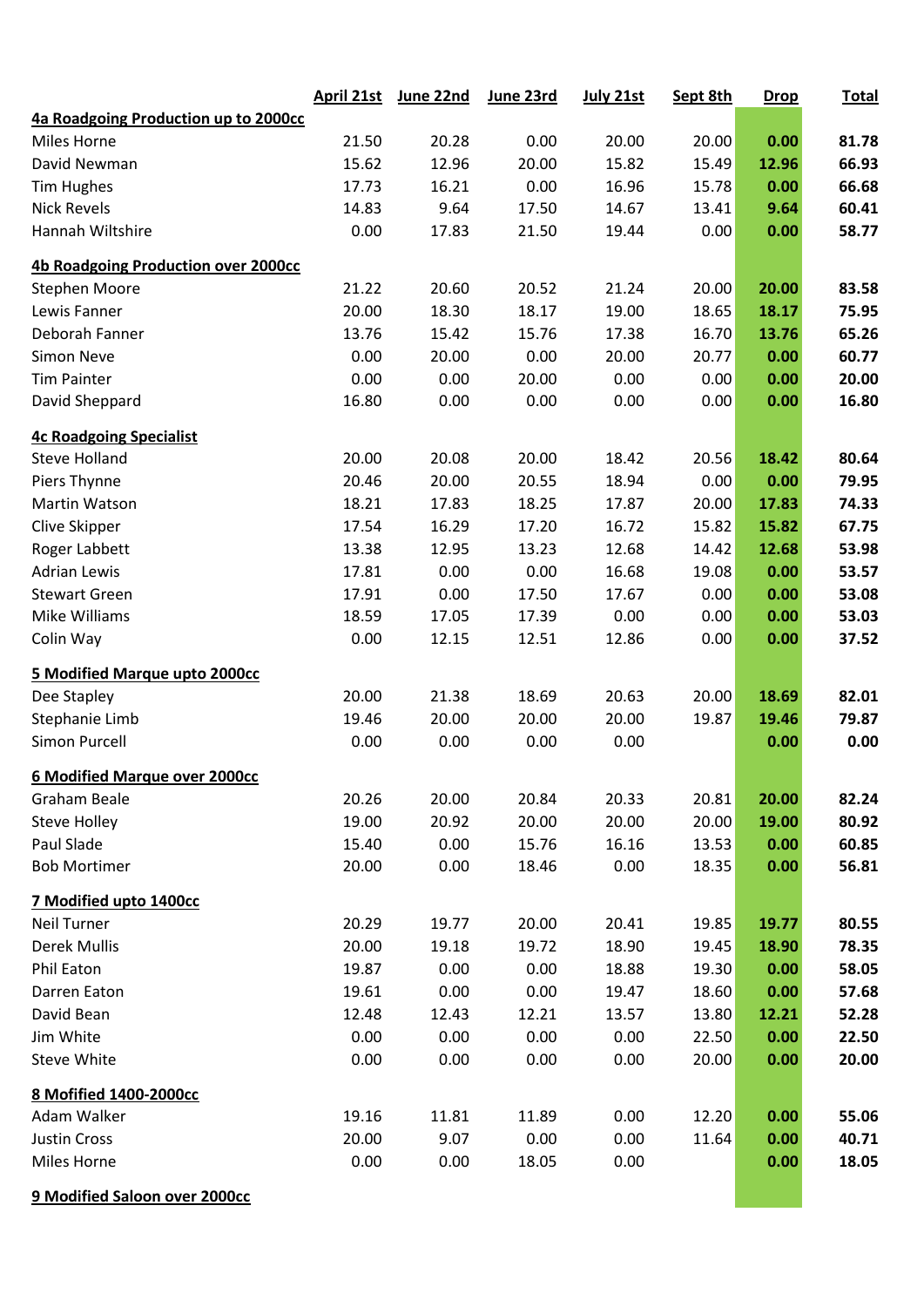| | April 21st | June 22nd | June 23rd | July 21st | Sept 8th | Drop | Total |
|---|---|---|---|---|---|---|---|
| **4a Roadgoing Production up to 2000cc** | | | | | | | |
| Miles Horne | 21.50 | 20.28 | 0.00 | 20.00 | 20.00 | **0.00** | **81.78** |
| David Newman | 15.62 | 12.96 | 20.00 | 15.82 | 15.49 | **12.96** | **66.93** |
| Tim Hughes | 17.73 | 16.21 | 0.00 | 16.96 | 15.78 | **0.00** | **66.68** |
| Nick Revels | 14.83 | 9.64 | 17.50 | 14.67 | 13.41 | **9.64** | **60.41** |
| Hannah Wiltshire | 0.00 | 17.83 | 21.50 | 19.44 | 0.00 | **0.00** | **58.77** |
| **4b Roadgoing Production over 2000cc** | | | | | | | |
| Stephen Moore | 21.22 | 20.60 | 20.52 | 21.24 | 20.00 | **20.00** | **83.58** |
| Lewis Fanner | 20.00 | 18.30 | 18.17 | 19.00 | 18.65 | **18.17** | **75.95** |
| Deborah Fanner | 13.76 | 15.42 | 15.76 | 17.38 | 16.70 | **13.76** | **65.26** |
| Simon Neve | 0.00 | 20.00 | 0.00 | 20.00 | 20.77 | **0.00** | **60.77** |
| Tim Painter | 0.00 | 0.00 | 20.00 | 0.00 | 0.00 | **0.00** | **20.00** |
| David Sheppard | 16.80 | 0.00 | 0.00 | 0.00 | 0.00 | **0.00** | **16.80** |
| **4c Roadgoing Specialist** | | | | | | | |
| Steve Holland | 20.00 | 20.08 | 20.00 | 18.42 | 20.56 | **18.42** | **80.64** |
| Piers Thynne | 20.46 | 20.00 | 20.55 | 18.94 | 0.00 | **0.00** | **79.95** |
| Martin Watson | 18.21 | 17.83 | 18.25 | 17.87 | 20.00 | **17.83** | **74.33** |
| Clive Skipper | 17.54 | 16.29 | 17.20 | 16.72 | 15.82 | **15.82** | **67.75** |
| Roger Labbett | 13.38 | 12.95 | 13.23 | 12.68 | 14.42 | **12.68** | **53.98** |
| Adrian Lewis | 17.81 | 0.00 | 0.00 | 16.68 | 19.08 | **0.00** | **53.57** |
| Stewart Green | 17.91 | 0.00 | 17.50 | 17.67 | 0.00 | **0.00** | **53.08** |
| Mike Williams | 18.59 | 17.05 | 17.39 | 0.00 | 0.00 | **0.00** | **53.03** |
| Colin Way | 0.00 | 12.15 | 12.51 | 12.86 | 0.00 | **0.00** | **37.52** |
| **5 Modified Marque upto 2000cc** | | | | | | | |
| Dee Stapley | 20.00 | 21.38 | 18.69 | 20.63 | 20.00 | **18.69** | **82.01** |
| Stephanie Limb | 19.46 | 20.00 | 20.00 | 20.00 | 19.87 | **19.46** | **79.87** |
| Simon Purcell | 0.00 | 0.00 | 0.00 | 0.00 | | **0.00** | **0.00** |
| **6 Modified Marque over 2000cc** | | | | | | | |
| Graham Beale | 20.26 | 20.00 | 20.84 | 20.33 | 20.81 | **20.00** | **82.24** |
| Steve Holley | 19.00 | 20.92 | 20.00 | 20.00 | 20.00 | **19.00** | **80.92** |
| Paul Slade | 15.40 | 0.00 | 15.76 | 16.16 | 13.53 | **0.00** | **60.85** |
| Bob Mortimer | 20.00 | 0.00 | 18.46 | 0.00 | 18.35 | **0.00** | **56.81** |
| **7 Modified upto 1400cc** | | | | | | | |
| Neil Turner | 20.29 | 19.77 | 20.00 | 20.41 | 19.85 | **19.77** | **80.55** |
| Derek Mullis | 20.00 | 19.18 | 19.72 | 18.90 | 19.45 | **18.90** | **78.35** |
| Phil Eaton | 19.87 | 0.00 | 0.00 | 18.88 | 19.30 | **0.00** | **58.05** |
| Darren Eaton | 19.61 | 0.00 | 0.00 | 19.47 | 18.60 | **0.00** | **57.68** |
| David Bean | 12.48 | 12.43 | 12.21 | 13.57 | 13.80 | **12.21** | **52.28** |
| Jim White | 0.00 | 0.00 | 0.00 | 0.00 | 22.50 | **0.00** | **22.50** |
| Steve White | 0.00 | 0.00 | 0.00 | 0.00 | 20.00 | **0.00** | **20.00** |
| **8 Mofified 1400-2000cc** | | | | | | | |
| Adam Walker | 19.16 | 11.81 | 11.89 | 0.00 | 12.20 | **0.00** | **55.06** |
| Justin Cross | 20.00 | 9.07 | 0.00 | 0.00 | 11.64 | **0.00** | **40.71** |
| Miles Horne | 0.00 | 0.00 | 18.05 | 0.00 | | **0.00** | **18.05** |
| **9 Modified Saloon over 2000cc** | | | | | | | |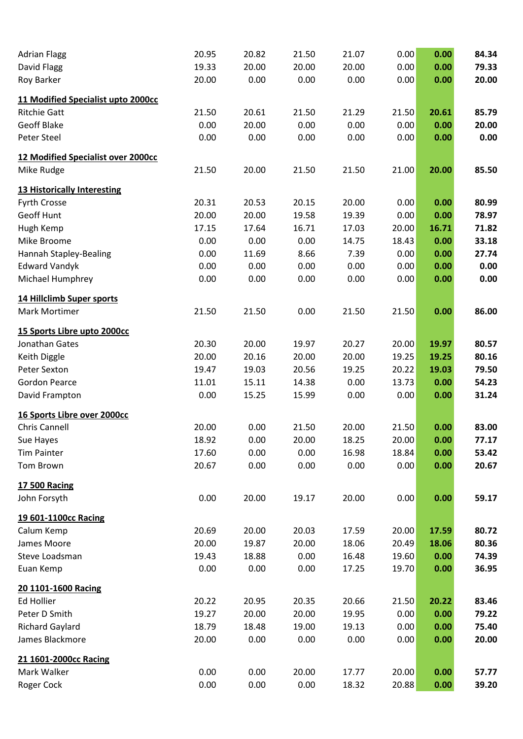| | | | | | | | |
|---|---|---|---|---|---|---|---|
| Adrian Flagg | 20.95 | 20.82 | 21.50 | 21.07 | 0.00 | **0.00** | **84.34** |
| David Flagg | 19.33 | 20.00 | 20.00 | 20.00 | 0.00 | **0.00** | **79.33** |
| Roy Barker | 20.00 | 0.00 | 0.00 | 0.00 | 0.00 | **0.00** | **20.00** |

**11 Modified Specialist upto 2000cc**

| | | | | | | | |
|---|---|---|---|---|---|---|---|
| Ritchie Gatt | 21.50 | 20.61 | 21.50 | 21.29 | 21.50 | **20.61** | **85.79** |
| Geoff Blake | 0.00 | 20.00 | 0.00 | 0.00 | 0.00 | **0.00** | **20.00** |
| Peter Steel | 0.00 | 0.00 | 0.00 | 0.00 | 0.00 | **0.00** | **0.00** |

**12 Modified Specialist over 2000cc**

| | | | | | | | |
|---|---|---|---|---|---|---|---|
| Mike Rudge | 21.50 | 20.00 | 21.50 | 21.50 | 21.00 | **20.00** | **85.50** |

**13 Historically Interesting**

| | | | | | | | |
|---|---|---|---|---|---|---|---|
| Fyrth Crosse | 20.31 | 20.53 | 20.15 | 20.00 | 0.00 | **0.00** | **80.99** |
| Geoff Hunt | 20.00 | 20.00 | 19.58 | 19.39 | 0.00 | **0.00** | **78.97** |
| Hugh Kemp | 17.15 | 17.64 | 16.71 | 17.03 | 20.00 | **16.71** | **71.82** |
| Mike Broome | 0.00 | 0.00 | 0.00 | 14.75 | 18.43 | **0.00** | **33.18** |
| Hannah Stapley-Bealing | 0.00 | 11.69 | 8.66 | 7.39 | 0.00 | **0.00** | **27.74** |
| Edward Vandyk | 0.00 | 0.00 | 0.00 | 0.00 | 0.00 | **0.00** | **0.00** |
| Michael Humphrey | 0.00 | 0.00 | 0.00 | 0.00 | 0.00 | **0.00** | **0.00** |

**14 Hillclimb Super sports**

| | | | | | | | |
|---|---|---|---|---|---|---|---|
| Mark Mortimer | 21.50 | 21.50 | 0.00 | 21.50 | 21.50 | **0.00** | **86.00** |

**15 Sports Libre upto 2000cc**

| | | | | | | | |
|---|---|---|---|---|---|---|---|
| Jonathan Gates | 20.30 | 20.00 | 19.97 | 20.27 | 20.00 | **19.97** | **80.57** |
| Keith Diggle | 20.00 | 20.16 | 20.00 | 20.00 | 19.25 | **19.25** | **80.16** |
| Peter Sexton | 19.47 | 19.03 | 20.56 | 19.25 | 20.22 | **19.03** | **79.50** |
| Gordon Pearce | 11.01 | 15.11 | 14.38 | 0.00 | 13.73 | **0.00** | **54.23** |
| David Frampton | 0.00 | 15.25 | 15.99 | 0.00 | 0.00 | **0.00** | **31.24** |

**16 Sports Libre over 2000cc**

| | | | | | | | |
|---|---|---|---|---|---|---|---|
| Chris Cannell | 20.00 | 0.00 | 21.50 | 20.00 | 21.50 | **0.00** | **83.00** |
| Sue Hayes | 18.92 | 0.00 | 20.00 | 18.25 | 20.00 | **0.00** | **77.17** |
| Tim Painter | 17.60 | 0.00 | 0.00 | 16.98 | 18.84 | **0.00** | **53.42** |
| Tom Brown | 20.67 | 0.00 | 0.00 | 0.00 | 0.00 | **0.00** | **20.67** |

**17 500 Racing**

| | | | | | | | |
|---|---|---|---|---|---|---|---|
| John Forsyth | 0.00 | 20.00 | 19.17 | 20.00 | 0.00 | **0.00** | **59.17** |

**19 601-1100cc Racing**

| | | | | | | | |
|---|---|---|---|---|---|---|---|
| Calum Kemp | 20.69 | 20.00 | 20.03 | 17.59 | 20.00 | **17.59** | **80.72** |
| James Moore | 20.00 | 19.87 | 20.00 | 18.06 | 20.49 | **18.06** | **80.36** |
| Steve Loadsman | 19.43 | 18.88 | 0.00 | 16.48 | 19.60 | **0.00** | **74.39** |
| Euan Kemp | 0.00 | 0.00 | 0.00 | 17.25 | 19.70 | **0.00** | **36.95** |

**20 1101-1600 Racing**

| | | | | | | | |
|---|---|---|---|---|---|---|---|
| Ed Hollier | 20.22 | 20.95 | 20.35 | 20.66 | 21.50 | **20.22** | **83.46** |
| Peter D Smith | 19.27 | 20.00 | 20.00 | 19.95 | 0.00 | **0.00** | **79.22** |
| Richard Gaylard | 18.79 | 18.48 | 19.00 | 19.13 | 0.00 | **0.00** | **75.40** |
| James Blackmore | 20.00 | 0.00 | 0.00 | 0.00 | 0.00 | **0.00** | **20.00** |

**21 1601-2000cc Racing**

| | | | | | | | |
|---|---|---|---|---|---|---|---|
| Mark Walker | 0.00 | 0.00 | 20.00 | 17.77 | 20.00 | **0.00** | **57.77** |
| Roger Cock | 0.00 | 0.00 | 0.00 | 18.32 | 20.88 | **0.00** | **39.20** |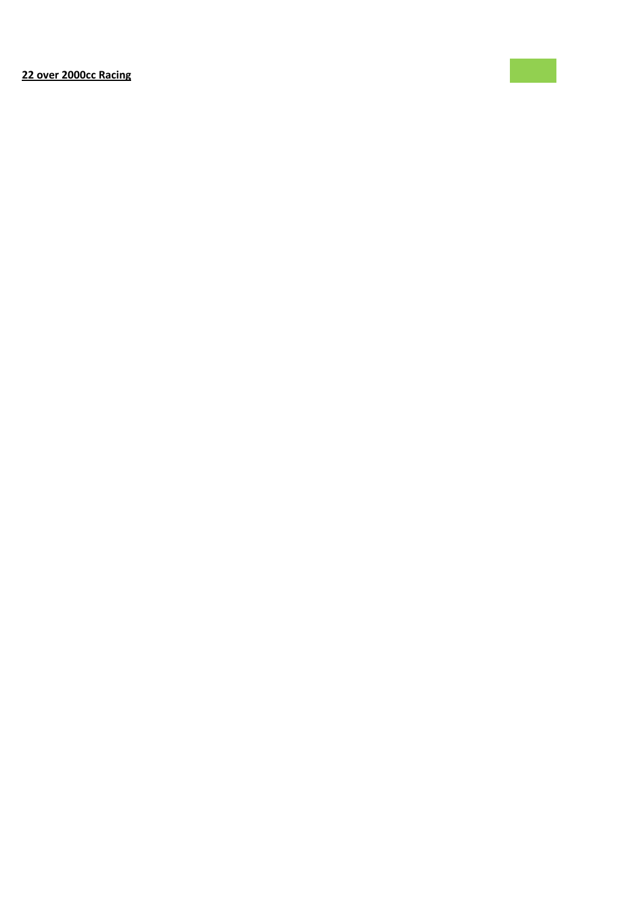**22 over 2000cc Racing**